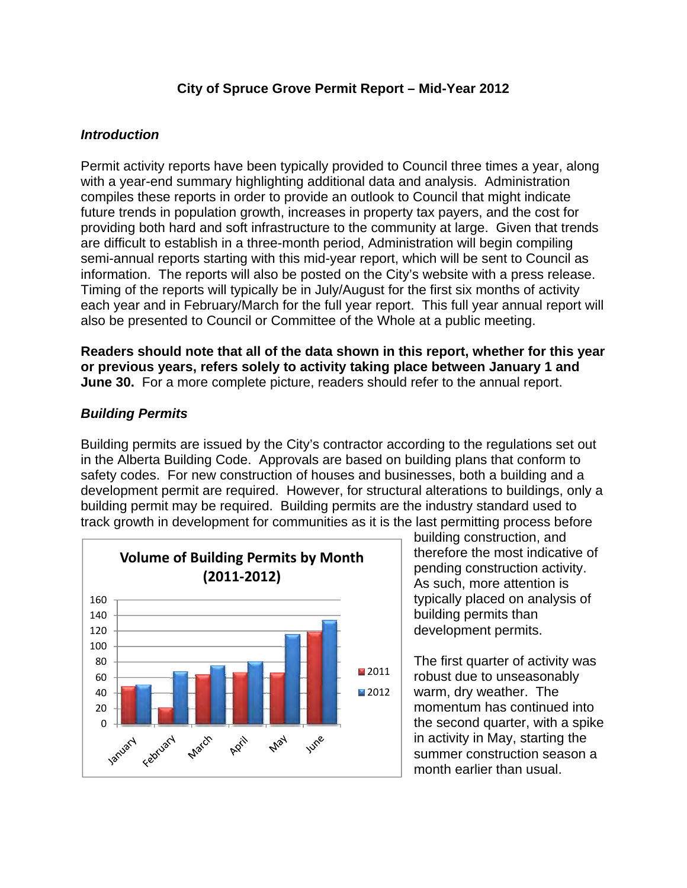# City of Spruce Grove Permit Report – Mid-Year 2012

## *Introduction*

Permit activity reports have been typically provided to Council three times a year, along with a year-end summary highlighting additional data and analysis. Administration compiles these reports in order to provide an outlook to Council that might indicate future trends in population growth, increases in property tax payers, and the cost for providing both hard and soft infrastructure to the community at large. Given that trends are difficult to establish in a three-month period, Administration will begin compiling semi-annual reports starting with this mid-year report, which will be sent to Council as information. The reports will also be posted on the City's website with a press release. Timing of the reports will typically be in July/August for the first six months of activity each year and in February/March for the full year report. This full year annual report will also be presented to Council or Committee of the Whole at a public meeting.

**Readers should note that all of the data shown in this report, whether for this year or previous years, refers solely to activity taking place between January 1 and June 30.** For a more complete picture, readers should refer to the annual report.

## *Building Permits*

Building permits are issued by the City's contractor according to the regulations set out in the Alberta Building Code. Approvals are based on building plans that conform to safety codes. For new construction of houses and businesses, both a building and a development permit are required. However, for structural alterations to buildings, only a building permit may be required. Building permits are the industry standard used to track growth in development for communities as it is the last permitting process before building construction, and therefore the most indicative of pending construction activity. As such, more attention is typically placed on analysis of building permits than development permits.

**Volume of Building Permits by Month (2011-2012)**

| Month | 2011 | 2012 |
|---|---|---|
| January | 48 | 50 |
| February | 21 | 67 |
| March | 63 | 75 |
| April | 66 | 80 |
| May | 65 | 115 |
| June | 118 | 133 |

The first quarter of activity was robust due to unseasonably warm, dry weather. The momentum has continued into the second quarter, with a spike in activity in May, starting the summer construction season a month earlier than usual.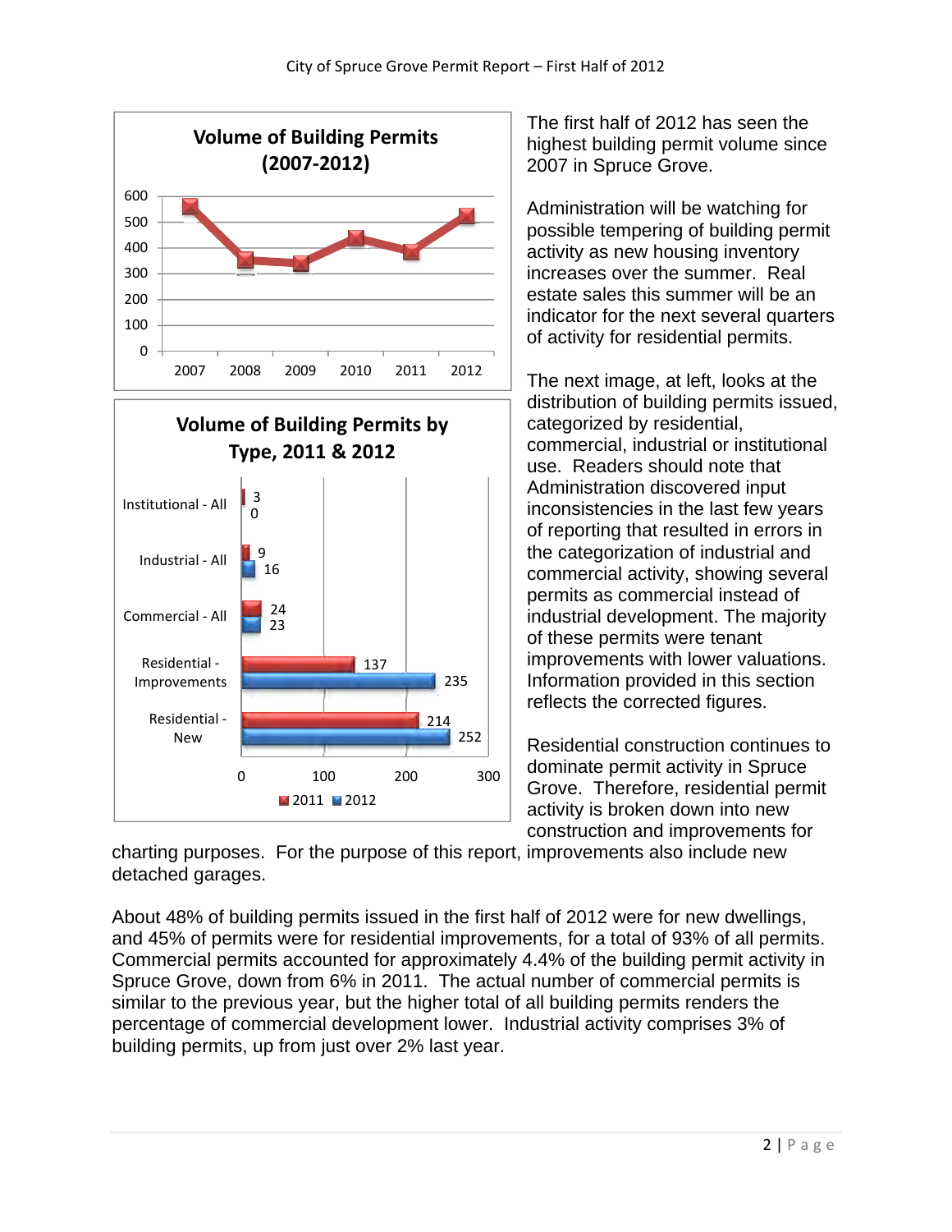The first half of 2012 has seen the highest building permit volume since 2007 in Spruce Grove.

Administration will be watching for possible tempering of building permit activity as new housing inventory increases over the summer. Real estate sales this summer will be an indicator for the next several quarters of activity for residential permits.

The next image, at left, looks at the distribution of building permits issued, categorized by residential, commercial, industrial or institutional use. Readers should note that Administration discovered input inconsistencies in the last few years of reporting that resulted in errors in the categorization of industrial and commercial activity, showing several permits as commercial instead of industrial development. The majority of these permits were tenant improvements with lower valuations. Information provided in this section reflects the corrected figures.

**Volume of Building Permits by Type, 2011 & 2012**

| Type | 2011 | 2012 |
|---|---|---|
| Institutional - All | 3 | 0 |
| Industrial - All | 9 | 16 |
| Commercial - All | 24 | 23 |
| Residential - Improvements | 137 | 235 |
| Residential - New | 214 | 252 |

Residential construction continues to dominate permit activity in Spruce Grove. Therefore, residential permit activity is broken down into new construction and improvements for charting purposes. For the purpose of this report, improvements also include new detached garages.

About 48% of building permits issued in the first half of 2012 were for new dwellings, and 45% of permits were for residential improvements, for a total of 93% of all permits. Commercial permits accounted for approximately 4.4% of the building permit activity in Spruce Grove, down from 6% in 2011. The actual number of commercial permits is similar to the previous year, but the higher total of all building permits renders the percentage of commercial development lower. Industrial activity comprises 3% of building permits, up from just over 2% last year.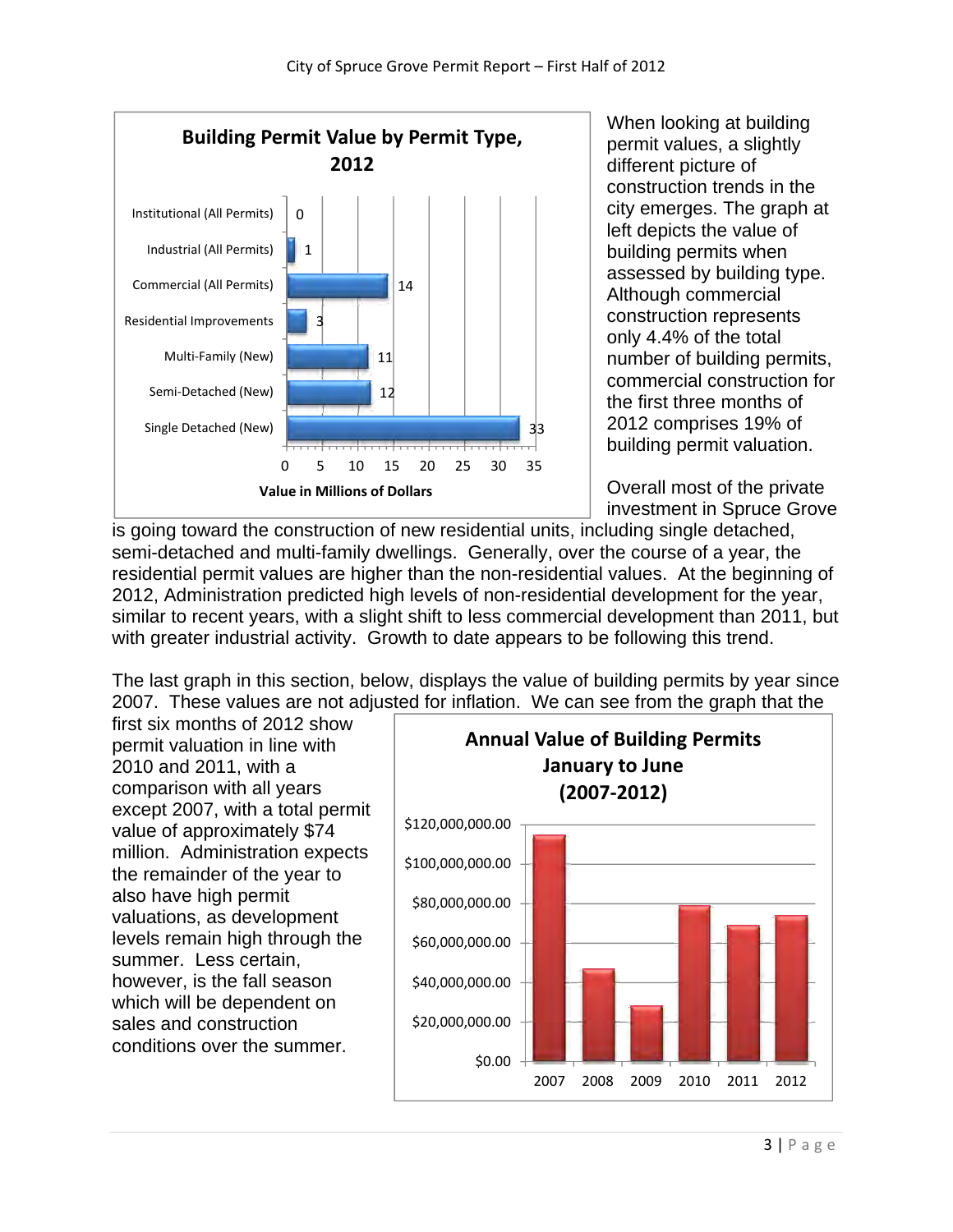**Building Permit Value by Permit Type, 2012**

| Permit Type | Value in Millions of Dollars |
|---|---|
| Institutional (All Permits) | 0 |
| Industrial (All Permits) | 1 |
| Commercial (All Permits) | 14 |
| Residential Improvements | 3 |
| Multi-Family (New) | 11 |
| Semi-Detached (New) | 12 |
| Single Detached (New) | 33 |

When looking at building permit values, a slightly different picture of construction trends in the city emerges. The graph at left depicts the value of building permits when assessed by building type. Although commercial construction represents only 4.4% of the total number of building permits, commercial construction for the first three months of 2012 comprises 19% of building permit valuation.

Overall most of the private investment in Spruce Grove is going toward the construction of new residential units, including single detached, semi-detached and multi-family dwellings. Generally, over the course of a year, the residential permit values are higher than the non-residential values. At the beginning of 2012, Administration predicted high levels of non-residential development for the year, similar to recent years, with a slight shift to less commercial development than 2011, but with greater industrial activity. Growth to date appears to be following this trend.

The last graph in this section, below, displays the value of building permits by year since 2007. These values are not adjusted for inflation. We can see from the graph that the first six months of 2012 show permit valuation in line with 2010 and 2011, with a comparison with all years except 2007, with a total permit value of approximately $74 million. Administration expects the remainder of the year to also have high permit valuations, as development levels remain high through the summer. Less certain, however, is the fall season which will be dependent on sales and construction conditions over the summer.

**Annual Value of Building Permits January to June (2007-2012)**

| Year | Value (approx.) |
|---|---|
| 2007 | ~$114,000,000 |
| 2008 | ~$47,000,000 |
| 2009 | ~$28,000,000 |
| 2010 | ~$79,000,000 |
| 2011 | ~$69,000,000 |
| 2012 | ~$74,000,000 |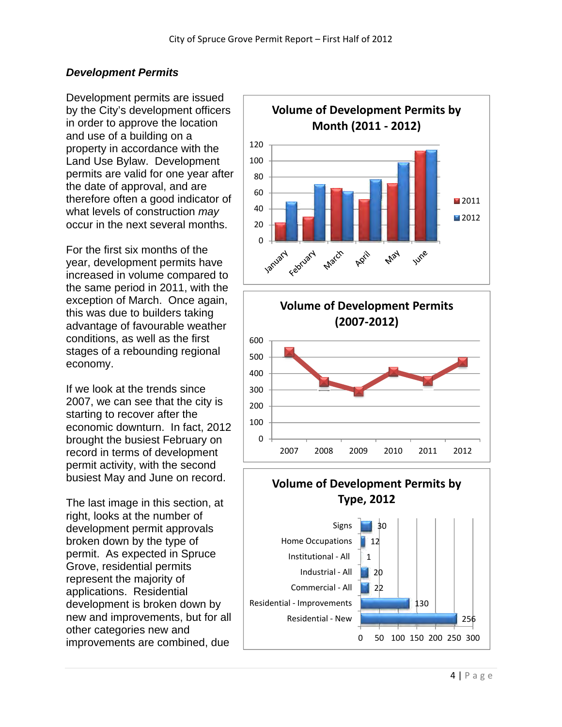## *Development Permits*

Development permits are issued by the City's development officers in order to approve the location and use of a building on a property in accordance with the Land Use Bylaw. Development permits are valid for one year after the date of approval, and are therefore often a good indicator of what levels of construction *may* occur in the next several months.

For the first six months of the year, development permits have increased in volume compared to the same period in 2011, with the exception of March. Once again, this was due to builders taking advantage of favourable weather conditions, as well as the first stages of a rebounding regional economy.

If we look at the trends since 2007, we can see that the city is starting to recover after the economic downturn. In fact, 2012 brought the busiest February on record in terms of development permit activity, with the second busiest May and June on record.

The last image in this section, at right, looks at the number of development permit approvals broken down by the type of permit. As expected in Spruce Grove, residential permits represent the majority of applications. Residential development is broken down by new and improvements, but for all other categories new and improvements are combined, due

**Volume of Development Permits by Month (2011 - 2012)**

**Volume of Development Permits (2007-2012)**

**Volume of Development Permits by Type, 2012**

| Type | Permits |
|---|---|
| Signs | 30 |
| Home Occupations | 12 |
| Institutional - All | 1 |
| Industrial - All | 20 |
| Commercial - All | 22 |
| Residential - Improvements | 130 |
| Residential - New | 256 |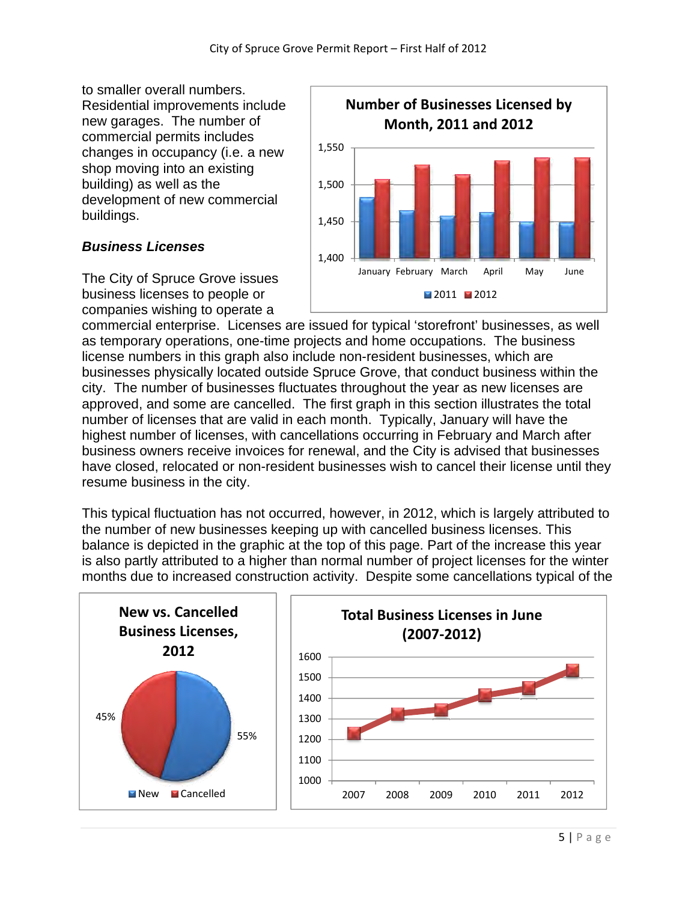to smaller overall numbers. Residential improvements include new garages. The number of commercial permits includes changes in occupancy (i.e. a new shop moving into an existing building) as well as the development of new commercial buildings.

### *Business Licenses*

The City of Spruce Grove issues business licenses to people or companies wishing to operate a commercial enterprise. Licenses are issued for typical 'storefront' businesses, as well as temporary operations, one-time projects and home occupations. The business license numbers in this graph also include non-resident businesses, which are businesses physically located outside Spruce Grove, that conduct business within the city. The number of businesses fluctuates throughout the year as new licenses are approved, and some are cancelled. The first graph in this section illustrates the total number of licenses that are valid in each month. Typically, January will have the highest number of licenses, with cancellations occurring in February and March after business owners receive invoices for renewal, and the City is advised that businesses have closed, relocated or non-resident businesses wish to cancel their license until they resume business in the city.

This typical fluctuation has not occurred, however, in 2012, which is largely attributed to the number of new businesses keeping up with cancelled business licenses. This balance is depicted in the graphic at the top of this page. Part of the increase this year is also partly attributed to a higher than normal number of project licenses for the winter months due to increased construction activity. Despite some cancellations typical of the

**Number of Businesses Licensed by Month, 2011 and 2012**

(Bar chart: y-axis 1,400 to 1,550; months January to June; series 2011 and 2012)

**New vs. Cancelled Business Licenses, 2012**

(Pie chart: New 55%, Cancelled 45%)

**Total Business Licenses in June (2007-2012)**

(Line chart: y-axis 1000 to 1600; years 2007 to 2012)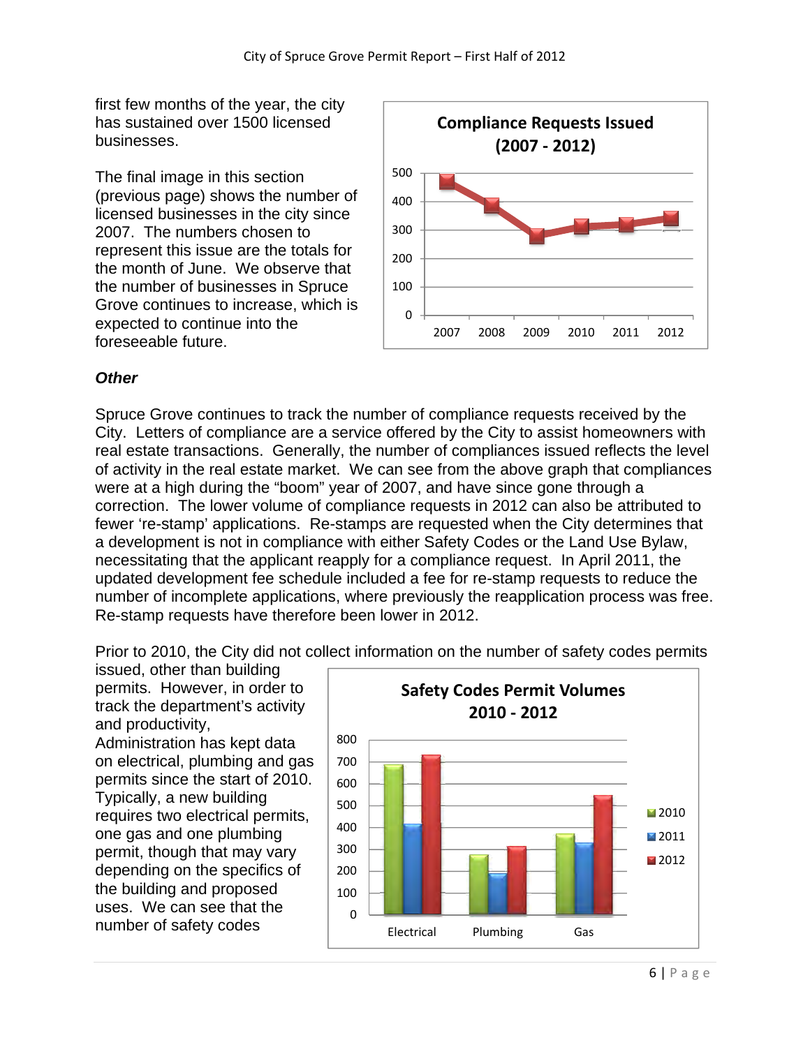first few months of the year, the city has sustained over 1500 licensed businesses.

The final image in this section (previous page) shows the number of licensed businesses in the city since 2007. The numbers chosen to represent this issue are the totals for the month of June. We observe that the number of businesses in Spruce Grove continues to increase, which is expected to continue into the foreseeable future.

### *Other*

Spruce Grove continues to track the number of compliance requests received by the City. Letters of compliance are a service offered by the City to assist homeowners with real estate transactions. Generally, the number of compliances issued reflects the level of activity in the real estate market. We can see from the above graph that compliances were at a high during the "boom" year of 2007, and have since gone through a correction. The lower volume of compliance requests in 2012 can also be attributed to fewer 're-stamp' applications. Re-stamps are requested when the City determines that a development is not in compliance with either Safety Codes or the Land Use Bylaw, necessitating that the applicant reapply for a compliance request. In April 2011, the updated development fee schedule included a fee for re-stamp requests to reduce the number of incomplete applications, where previously the reapplication process was free. Re-stamp requests have therefore been lower in 2012.

Prior to 2010, the City did not collect information on the number of safety codes permits issued, other than building permits. However, in order to track the department's activity and productivity, Administration has kept data on electrical, plumbing and gas permits since the start of 2010. Typically, a new building requires two electrical permits, one gas and one plumbing permit, though that may vary depending on the specifics of the building and proposed uses. We can see that the number of safety codes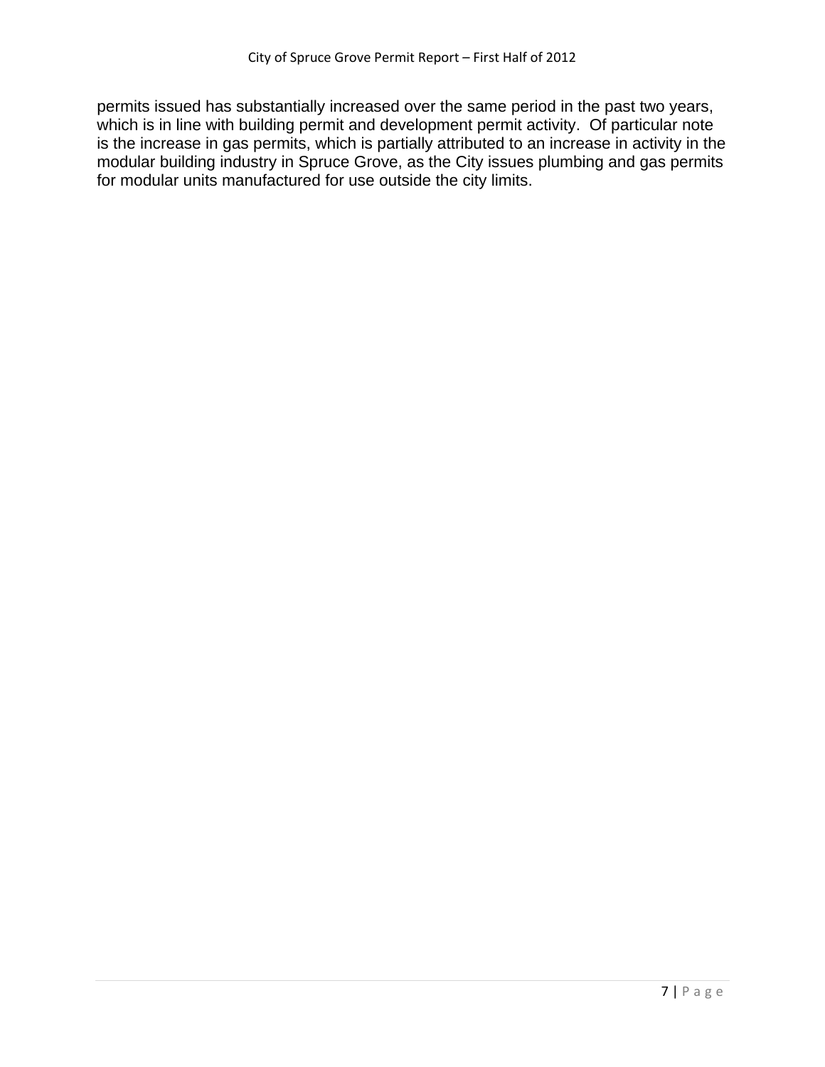permits issued has substantially increased over the same period in the past two years, which is in line with building permit and development permit activity. Of particular note is the increase in gas permits, which is partially attributed to an increase in activity in the modular building industry in Spruce Grove, as the City issues plumbing and gas permits for modular units manufactured for use outside the city limits.